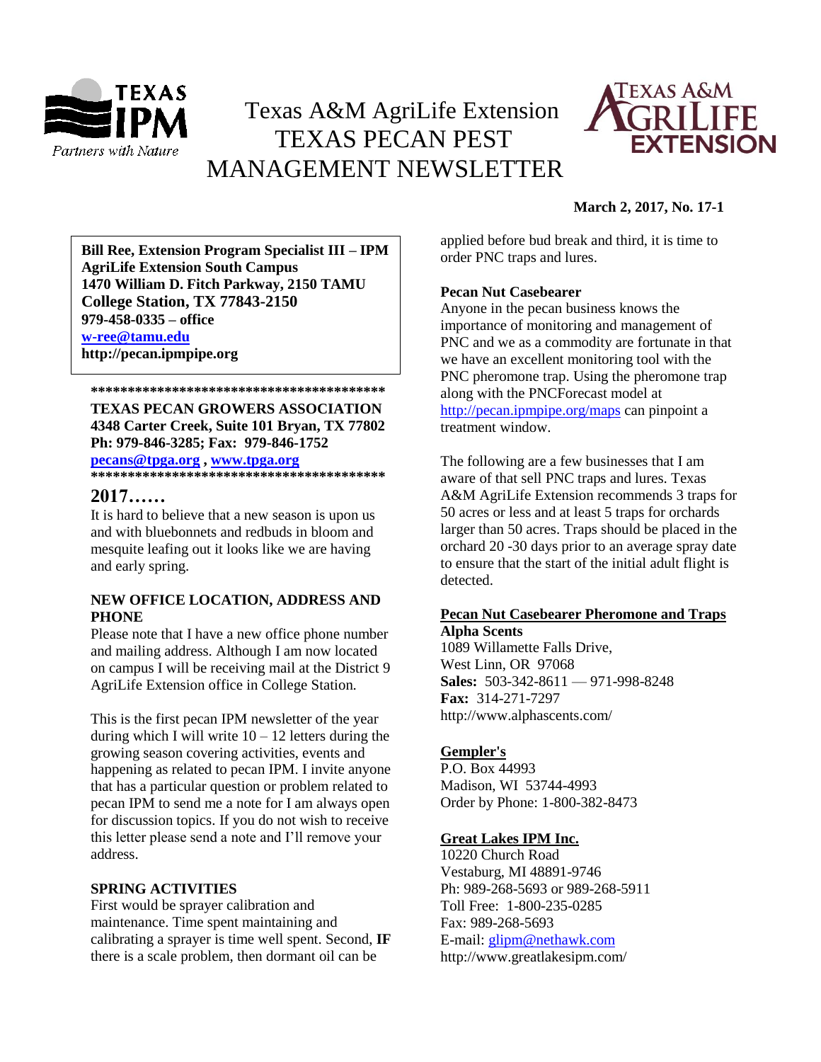# Texas A&M AgriLife Extension TEXAS PECAN PEST MANAGEMENT NEWSLETTER

**March 2, 2017, No. 17-1**

**Bill Ree, Extension Program Specialist III – IPM**
**AgriLife Extension South Campus**
**1470 William D. Fitch Parkway, 2150 TAMU**
**College Station, TX 77843-2150**
**979-458-0335 – office**
**w-ree@tamu.edu**
**http://pecan.ipmpipe.org**

**\*\*\*\*\*\*\*\*\*\*\*\*\*\*\*\*\*\*\*\*\*\*\*\*\*\*\*\*\*\*\*\*\*\*\*\*\*\*\*\*\***
**TEXAS PECAN GROWERS ASSOCIATION**
**4348 Carter Creek, Suite 101 Bryan, TX 77802**
**Ph: 979-846-3285; Fax: 979-846-1752**
**pecans@tpga.org , www.tpga.org**
**\*\*\*\*\*\*\*\*\*\*\*\*\*\*\*\*\*\*\*\*\*\*\*\*\*\*\*\*\*\*\*\*\*\*\*\*\*\*\*\*\***

## 2017……

It is hard to believe that a new season is upon us and with bluebonnets and redbuds in bloom and mesquite leafing out it looks like we are having and early spring.

**NEW OFFICE LOCATION, ADDRESS AND PHONE**

Please note that I have a new office phone number and mailing address. Although I am now located on campus I will be receiving mail at the District 9 AgriLife Extension office in College Station.

This is the first pecan IPM newsletter of the year during which I will write 10 – 12 letters during the growing season covering activities, events and happening as related to pecan IPM. I invite anyone that has a particular question or problem related to pecan IPM to send me a note for I am always open for discussion topics. If you do not wish to receive this letter please send a note and I'll remove your address.

**SPRING ACTIVITIES**

First would be sprayer calibration and maintenance. Time spent maintaining and calibrating a sprayer is time well spent. Second, **IF** there is a scale problem, then dormant oil can be applied before bud break and third, it is time to order PNC traps and lures.

**Pecan Nut Casebearer**

Anyone in the pecan business knows the importance of monitoring and management of PNC and we as a commodity are fortunate in that we have an excellent monitoring tool with the PNC pheromone trap. Using the pheromone trap along with the PNCForecast model at http://pecan.ipmpipe.org/maps can pinpoint a treatment window.

The following are a few businesses that I am aware of that sell PNC traps and lures. Texas A&M AgriLife Extension recommends 3 traps for 50 acres or less and at least 5 traps for orchards larger than 50 acres. Traps should be placed in the orchard 20 -30 days prior to an average spray date to ensure that the start of the initial adult flight is detected.

**Pecan Nut Casebearer Pheromone and Traps**

**Alpha Scents**
1089 Willamette Falls Drive,
West Linn, OR 97068
**Sales:** 503-342-8611 — 971-998-8248
**Fax:** 314-271-7297
http://www.alphascents.com/

**Gempler's**
P.O. Box 44993
Madison, WI 53744-4993
Order by Phone: 1-800-382-8473

**Great Lakes IPM Inc.**
10220 Church Road
Vestaburg, MI 48891-9746
Ph: 989-268-5693 or 989-268-5911
Toll Free: 1-800-235-0285
Fax: 989-268-5693
E-mail: glipm@nethawk.com
http://www.greatlakesipm.com/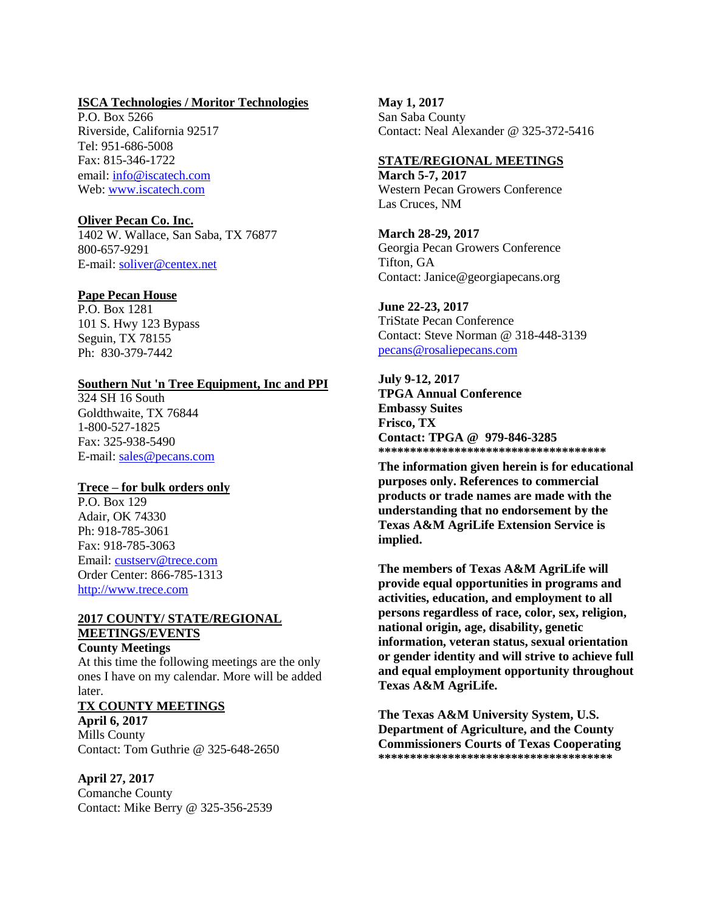**ISCA Technologies / Moritor Technologies**
P.O. Box 5266
Riverside, California 92517
Tel: 951-686-5008
Fax: 815-346-1722
email: info@iscatech.com
Web: www.iscatech.com

**Oliver Pecan Co. Inc.**
1402 W. Wallace, San Saba, TX 76877
800-657-9291
E-mail: soliver@centex.net

**Pape Pecan House**
P.O. Box 1281
101 S. Hwy 123 Bypass
Seguin, TX 78155
Ph: 830-379-7442

**Southern Nut 'n Tree Equipment, Inc and PPI**
324 SH 16 South
Goldthwaite, TX 76844
1-800-527-1825
Fax: 325-938-5490
E-mail: sales@pecans.com

**Trece – for bulk orders only**
P.O. Box 129
Adair, OK 74330
Ph: 918-785-3061
Fax: 918-785-3063
Email: custserv@trece.com
Order Center: 866-785-1313
http://www.trece.com

## 2017 COUNTY/ STATE/REGIONAL MEETINGS/EVENTS

**County Meetings**

At this time the following meetings are the only ones I have on my calendar. More will be added later.

### TX COUNTY MEETINGS

**April 6, 2017**
Mills County
Contact: Tom Guthrie @ 325-648-2650

**April 27, 2017**
Comanche County
Contact: Mike Berry @ 325-356-2539

**May 1, 2017**
San Saba County
Contact: Neal Alexander @ 325-372-5416

### STATE/REGIONAL MEETINGS

**March 5-7, 2017**
Western Pecan Growers Conference
Las Cruces, NM

**March 28-29, 2017**
Georgia Pecan Growers Conference
Tifton, GA
Contact: Janice@georgiapecans.org

**June 22-23, 2017**
TriState Pecan Conference
Contact: Steve Norman @ 318-448-3139
pecans@rosaliepecans.com

**July 9-12, 2017**
**TPGA Annual Conference**
**Embassy Suites**
**Frisco, TX**
**Contact: TPGA @ 979-846-3285**

**************************************

**The information given herein is for educational purposes only. References to commercial products or trade names are made with the understanding that no endorsement by the Texas A&M AgriLife Extension Service is implied.**

**The members of Texas A&M AgriLife will provide equal opportunities in programs and activities, education, and employment to all persons regardless of race, color, sex, religion, national origin, age, disability, genetic information, veteran status, sexual orientation or gender identity and will strive to achieve full and equal employment opportunity throughout Texas A&M AgriLife.**

**The Texas A&M University System, U.S. Department of Agriculture, and the County Commissioners Courts of Texas Cooperating**

**************************************